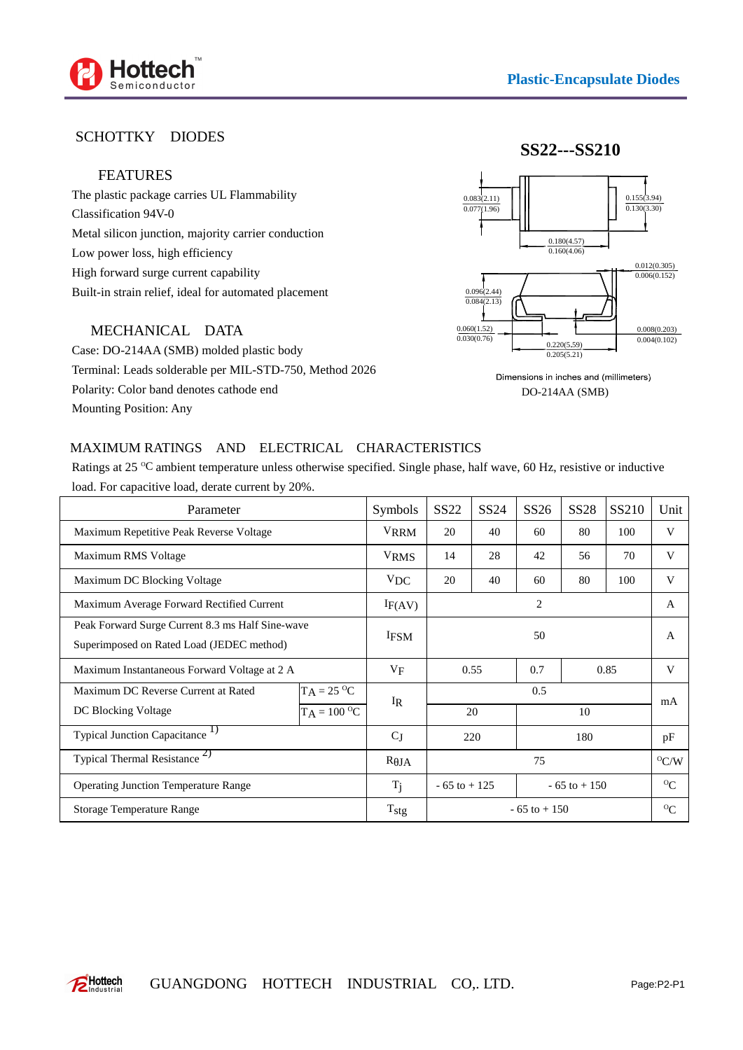**Plastic-Encapsulate Diodes**

## SCHOTTKY DIODES

# SS22---SS210

### FEATURES

The plastic package carries UL Flammability Classification 94V-0

Metal silicon junction, majority carrier conduction

Low power loss, high efficiency

High forward surge current capability

Built-in strain relief, ideal for automated placement

### MECHANICAL DATA

Case: DO-214AA (SMB) molded plastic body

Terminal: Leads solderable per MIL-STD-750, Method 2026

Polarity: Color band denotes cathode end

Mounting Position: Any

0.083(2.11) / 0.077(1.96)

0.155(3.94) / 0.130(3.30)

0.180(4.57) / 0.160(4.06)

0.012(0.305) / 0.006(0.152)

0.096(2.44) / 0.084(2.13)

0.060(1.52) / 0.030(0.76)

0.008(0.203) / 0.004(0.102)

0.220(5.59) / 0.205(5.21)

Dimensions in inches and (millimeters)

DO-214AA (SMB)

## MAXIMUM RATINGS AND ELECTRICAL CHARACTERISTICS

Ratings at 25 °C ambient temperature unless otherwise specified. Single phase, half wave, 60 Hz, resistive or inductive load. For capacitive load, derate current by 20%.

| Parameter | | Symbols | SS22 | SS24 | SS26 | SS28 | SS210 | Unit |
|---|---|---|---|---|---|---|---|---|
| Maximum Repetitive Peak Reverse Voltage | | $V_{RRM}$ | 20 | 40 | 60 | 80 | 100 | V |
| Maximum RMS Voltage | | $V_{RMS}$ | 14 | 28 | 42 | 56 | 70 | V |
| Maximum DC Blocking Voltage | | $V_{DC}$ | 20 | 40 | 60 | 80 | 100 | V |
| Maximum Average Forward Rectified Current | | $I_{F(AV)}$ | 2 | | | | | A |
| Peak Forward Surge Current 8.3 ms Half Sine-wave Superimposed on Rated Load (JEDEC method) | | $I_{FSM}$ | 50 | | | | | A |
| Maximum Instantaneous Forward Voltage at 2 A | | $V_F$ | 0.55 | | 0.7 | 0.85 | | V |
| Maximum DC Reverse Current at Rated DC Blocking Voltage | $T_A = 25\ ^oC$ | $I_R$ | 0.5 | | | | | mA |
| | $T_A = 100\ ^oC$ | | 20 | | 10 | | | |
| Typical Junction Capacitance 1) | | $C_J$ | 220 | | 180 | | | pF |
| Typical Thermal Resistance 2) | | $R_{\theta JA}$ | 75 | | | | | °C/W |
| Operating Junction Temperature Range | | $T_j$ | - 65 to + 125 | | - 65 to + 150 | | | °C |
| Storage Temperature Range | | $T_{stg}$ | - 65 to + 150 | | | | | °C |

GUANGDONG HOTTECH INDUSTRIAL CO,. LTD.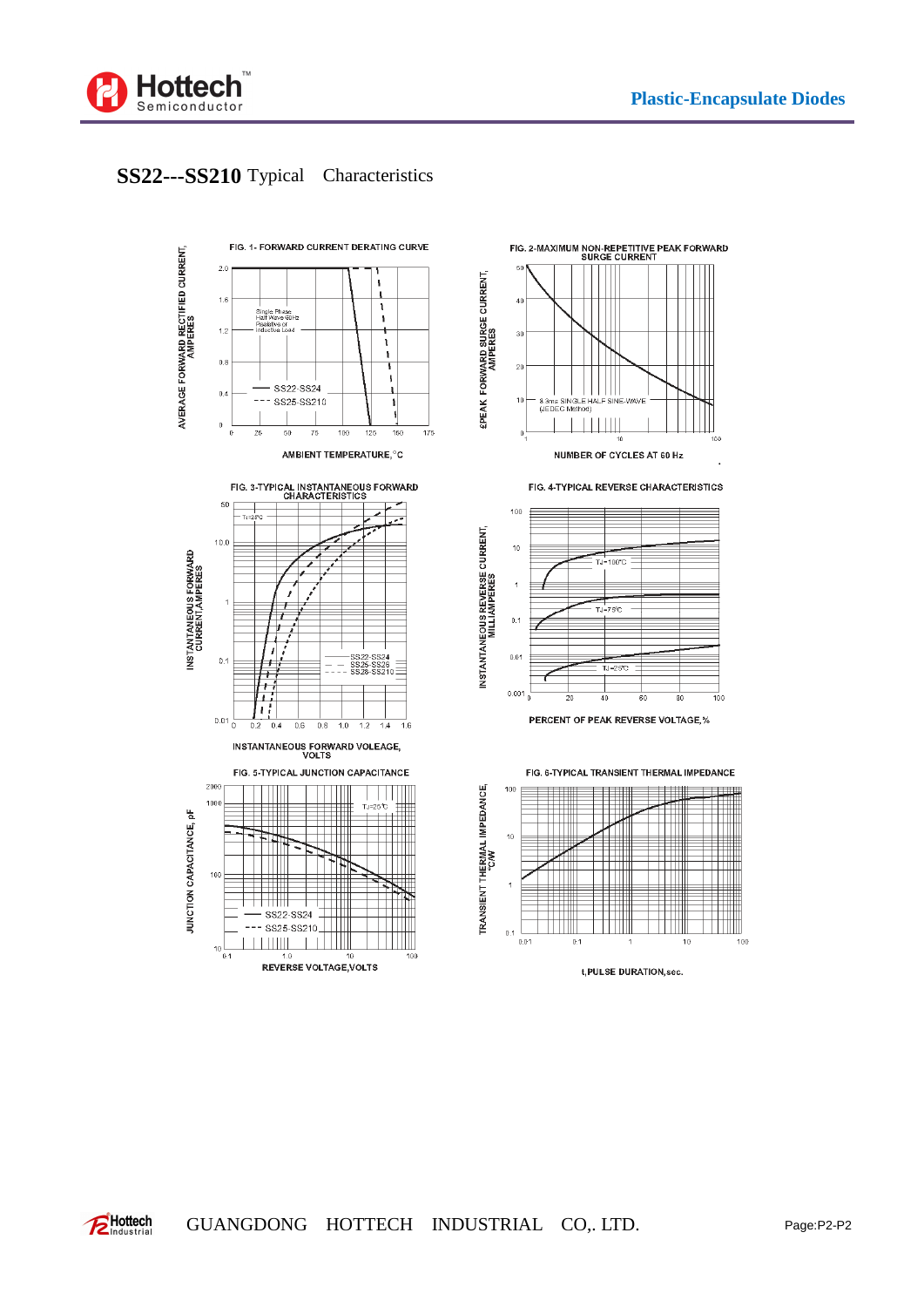## SS22---SS210 Typical Characteristics

FIG. 1- FORWARD CURRENT DERATING CURVE

AVERAGE FORWARD RECTIFIED CURRENT, AMPERES

2.0
1.6
1.2
0.8
0.4
0

0 25 50 75 100 125 150 175

Single Phase Half Wave 60Hz Resistive or Inductive Load

SS22-SS24
SS25-SS210

AMBIENT TEMPERATURE,°C

FIG. 2-MAXIMUM NON-REPETITIVE PEAK FORWARD SURGE CURRENT

PEAK FORWARD SURGE CURRENT, AMPERES

50
40
30
20
10
0

1 10 100

8.3ms SINGLE HALF SINE-WAVE (JEDEC Method)

NUMBER OF CYCLES AT 60 Hz

FIG. 3-TYPICAL INSTANTANEOUS FORWARD CHARACTERISTICS

INSTANTANEOUS FORWARD CURRENT,AMPERES

50
10.0
1
0.1
0.01

0 0.2 0.4 0.6 0.8 1.0 1.2 1.4 1.6

Tj=25°C

SS22-SS24
SS25-SS26
SS28-SS210

INSTANTANEOUS FORWARD VOLEAGE, VOLTS

FIG. 4-TYPICAL REVERSE CHARACTERISTICS

INSTANTANEOUS REVERSE CURRENT, MILLIAMPERES

100
10
1
0.1
0.01
0.001

0 20 40 60 80 100

TJ=100°C
TJ=75°C
TJ=25°C

PERCENT OF PEAK REVERSE VOLTAGE,%

FIG. 5-TYPICAL JUNCTION CAPACITANCE

JUNCTION CAPACITANCE, pF

2000
1000
100
10

0.1 1.0 10 100

TJ=25°C

SS22-SS24
SS25-SS210

REVERSE VOLTAGE,VOLTS

FIG. 6-TYPICAL TRANSIENT THERMAL IMPEDANCE

TRANSIENT THERMAL IMPEDANCE, °C/W

100
10
1
0.1

0.01 0.1 1 10 100

t,PULSE DURATION,sec.

GUANGDONG HOTTECH INDUSTRIAL CO,. LTD.